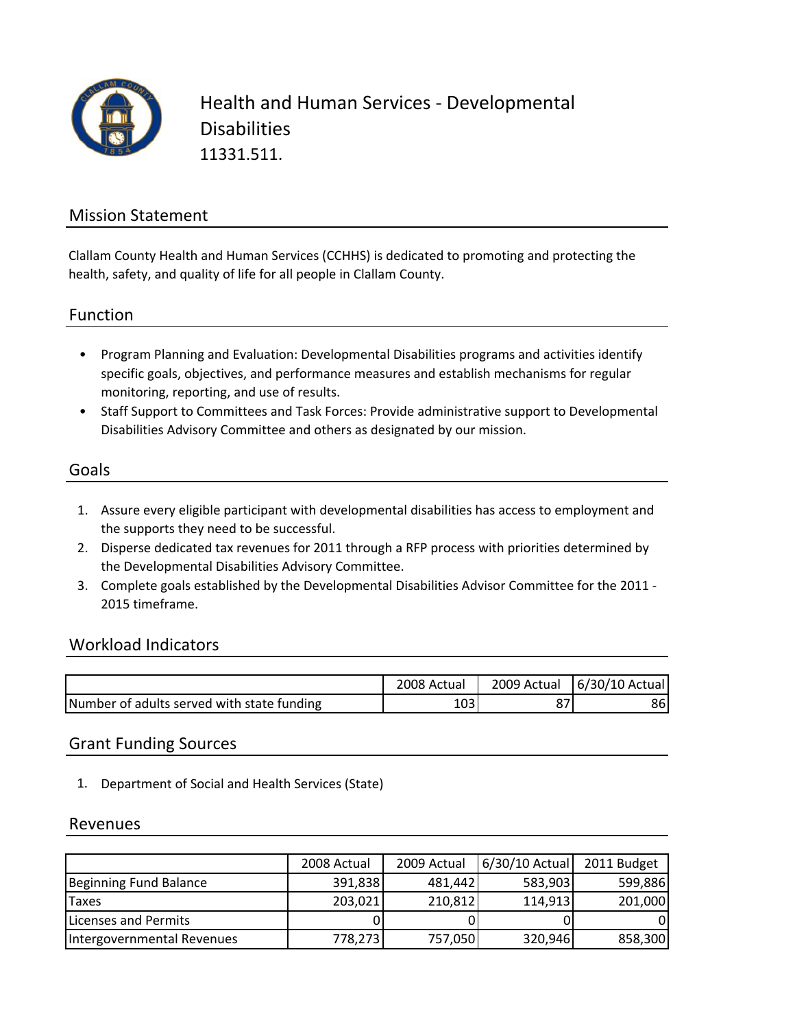# Health and Human Services - Developmental Disabilities

11331.511.

## Mission Statement

Clallam County Health and Human Services (CCHHS) is dedicated to promoting and protecting the health, safety, and quality of life for all people in Clallam County.

## Function

- Program Planning and Evaluation: Developmental Disabilities programs and activities identify specific goals, objectives, and performance measures and establish mechanisms for regular monitoring, reporting, and use of results.
- Staff Support to Committees and Task Forces: Provide administrative support to Developmental Disabilities Advisory Committee and others as designated by our mission.

## Goals

1. Assure every eligible participant with developmental disabilities has access to employment and the supports they need to be successful.
2. Disperse dedicated tax revenues for 2011 through a RFP process with priorities determined by the Developmental Disabilities Advisory Committee.
3. Complete goals established by the Developmental Disabilities Advisor Committee for the 2011 - 2015 timeframe.

## Workload Indicators

| | 2008 Actual | 2009 Actual | 6/30/10 Actual |
|---|---|---|---|
| Number of adults served with state funding | 103 | 87 | 86 |

## Grant Funding Sources

1. Department of Social and Health Services (State)

## Revenues

| | 2008 Actual | 2009 Actual | 6/30/10 Actual | 2011 Budget |
|---|---|---|---|---|
| Beginning Fund Balance | 391,838 | 481,442 | 583,903 | 599,886 |
| Taxes | 203,021 | 210,812 | 114,913 | 201,000 |
| Licenses and Permits | 0 | 0 | 0 | 0 |
| Intergovernmental Revenues | 778,273 | 757,050 | 320,946 | 858,300 |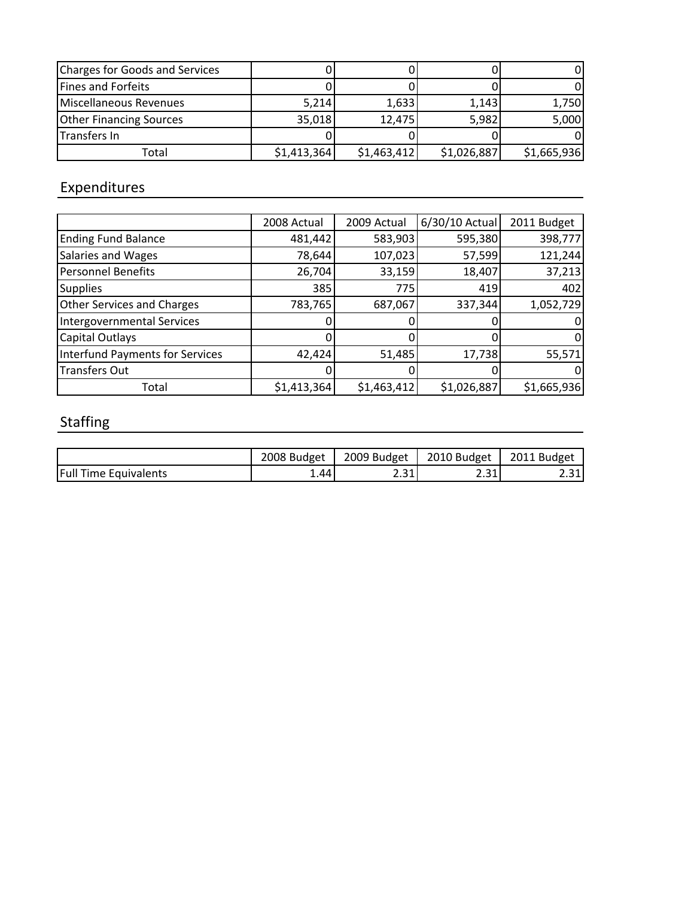| | | | | |
|---|---|---|---|---|
| Charges for Goods and Services | 0 | 0 | 0 | 0 |
| Fines and Forfeits | 0 | 0 | 0 | 0 |
| Miscellaneous Revenues | 5,214 | 1,633 | 1,143 | 1,750 |
| Other Financing Sources | 35,018 | 12,475 | 5,982 | 5,000 |
| Transfers In | 0 | 0 | 0 | 0 |
| Total | $1,413,364 | $1,463,412 | $1,026,887 | $1,665,936 |

## Expenditures

| | 2008 Actual | 2009 Actual | 6/30/10 Actual | 2011 Budget |
|---|---|---|---|---|
| Ending Fund Balance | 481,442 | 583,903 | 595,380 | 398,777 |
| Salaries and Wages | 78,644 | 107,023 | 57,599 | 121,244 |
| Personnel Benefits | 26,704 | 33,159 | 18,407 | 37,213 |
| Supplies | 385 | 775 | 419 | 402 |
| Other Services and Charges | 783,765 | 687,067 | 337,344 | 1,052,729 |
| Intergovernmental Services | 0 | 0 | 0 | 0 |
| Capital Outlays | 0 | 0 | 0 | 0 |
| Interfund Payments for Services | 42,424 | 51,485 | 17,738 | 55,571 |
| Transfers Out | 0 | 0 | 0 | 0 |
| Total | $1,413,364 | $1,463,412 | $1,026,887 | $1,665,936 |

## Staffing

| | 2008 Budget | 2009 Budget | 2010 Budget | 2011 Budget |
|---|---|---|---|---|
| Full Time Equivalents | 1.44 | 2.31 | 2.31 | 2.31 |